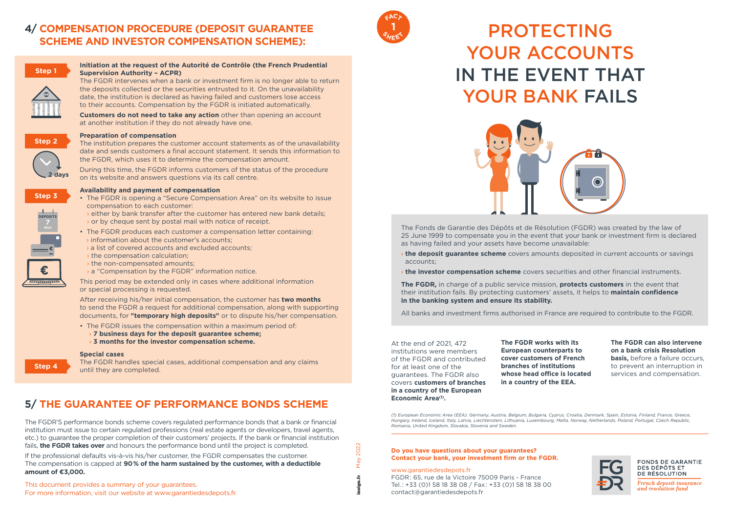FACT 1 SHEET

# PROTECTING YOUR ACCOUNTS IN THE EVENT THAT YOUR BANK FAILS

The Fonds de Garantie des Dépôts et de Résolution (FGDR) was created by the law of 25 June 1999 to compensate you in the event that your bank or investment firm is declared as having failed and your assets have become unavailable:

› **the deposit guarantee scheme** covers amounts deposited in current accounts or savings accounts;

› **the investor compensation scheme** covers securities and other financial instruments.

**The FGDR,** in charge of a public service mission, **protects customers** in the event that their institution fails. By protecting customers' assets, it helps to **maintain confidence in the banking system and ensure its stability.**

All banks and investment firms authorised in France are required to contribute to the FGDR.

At the end of 2021, 472 institutions were members of the FGDR and contributed for at least one of the guarantees. The FGDR also covers **customers of branches in a country of the European Economic Area[1].**

**The FGDR works with its European counterparts to cover customers of French branches of institutions whose head office is located in a country of the EEA.**

**The FGDR can also intervene on a bank crisis Resolution basis,** before a failure occurs, to prevent an interruption in services and compensation.

*(1) European Economic Area (EEA): Germany, Austria, Belgium, Bulgaria, Cyprus, Croatia, Denmark, Spain, Estonia, Finland, France, Greece, Hungary, Ireland, Iceland, Italy, Latvia, Liechtenstein, Lithuania, Luxembourg, Malta, Norway, Netherlands, Poland, Portugal, Czech Republic, Romania, United Kingdom, Slovakia, Slovenia and Sweden.*

## 4/ COMPENSATION PROCEDURE (DEPOSIT GUARANTEE SCHEME AND INVESTOR COMPENSATION SCHEME):

**Step 1**

**Initiation at the request of the Autorité de Contrôle (the French Prudential Supervision Authority – ACPR)**

The FGDR intervenes when a bank or investment firm is no longer able to return the deposits collected or the securities entrusted to it. On the unavailability date, the institution is declared as having failed and customers lose access to their accounts. Compensation by the FGDR is initiated automatically.

**Customers do not need to take any action** other than opening an account at another institution if they do not already have one.

**Step 2** (2 days)

**Preparation of compensation**

The institution prepares the customer account statements as of the unavailability date and sends customers a final account statement. It sends this information to the FGDR, which uses it to determine the compensation amount.

During this time, the FGDR informs customers of the status of the procedure on its website and answers questions via its call centre.

**Step 3** (Deposits 7 days)

**Availability and payment of compensation**

- The FGDR is opening a "Secure Compensation Area" on its website to issue compensation to each customer:
  - › either by bank transfer after the customer has entered new bank details;
  - › or by cheque sent by postal mail with notice of receipt.
- The FGDR produces each customer a compensation letter containing:
  - › information about the customer's accounts;
  - › a list of covered accounts and excluded accounts;
  - › the compensation calculation;
  - › the non-compensated amounts;
  - › a "Compensation by the FGDR" information notice.

This period may be extended only in cases where additional information or special processing is requested.

After receiving his/her initial compensation, the customer has **two months** to send the FGDR a request for additional compensation, along with supporting documents, for **"temporary high deposits"** or to dispute his/her compensation.

- The FGDR issues the compensation within a maximum period of:
  - › **7 business days for the deposit guarantee scheme;**
  - › **3 months for the investor compensation scheme.**

**Step 4**

**Special cases**

The FGDR handles special cases, additional compensation and any claims until they are completed.

## 5/ THE GUARANTEE OF PERFORMANCE BONDS SCHEME

The FGDR'S performance bonds scheme covers regulated performance bonds that a bank or financial institution must issue to certain regulated professions (real estate agents or developers, travel agents, etc.) to guarantee the proper completion of their customers' projects. If the bank or financial institution fails, **the FGDR takes over** and honours the performance bond until the project is completed.

If the professional defaults vis-à-vis his/her customer, the FGDR compensates the customer. The compensation is capped at **90% of the harm sustained by the customer, with a deductible amount of €3,000.**

This document provides a summary of your guarantees.
For more information, visit our website at www.garantiedesdepots.fr.

**Do you have questions about your guarantees? Contact your bank, your investment firm or the FGDR.**

www.garantiedesdepots.fr
FGDR: 65, rue de la Victoire 75009 Paris - France
Tel.: +33 (0)1 58 18 38 08 / Fax: +33 (0)1 58 18 38 00
contact@garantiedesdepots.fr

FONDS DE GARANTIE DES DÉPÔTS ET DE RÉSOLUTION
*French deposit insurance and resolution fund*

insign.fr May 2022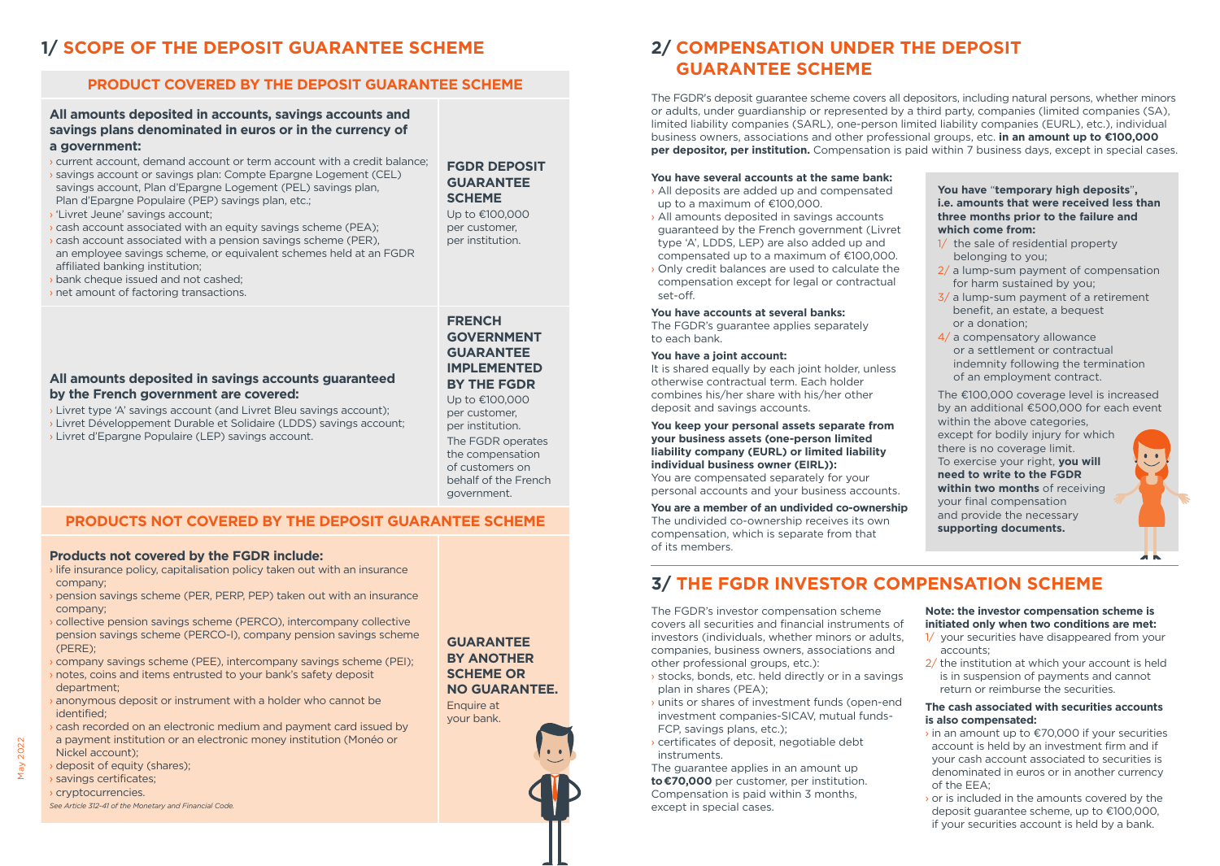## 1/ SCOPE OF THE DEPOSIT GUARANTEE SCHEME

### PRODUCT COVERED BY THE DEPOSIT GUARANTEE SCHEME

| | |
|---|---|
| **All amounts deposited in accounts, savings accounts and savings plans denominated in euros or in the currency of a government:**<br>› current account, demand account or term account with a credit balance;<br>› savings account or savings plan: Compte Epargne Logement (CEL) savings account, Plan d'Epargne Logement (PEL) savings plan, Plan d'Epargne Populaire (PEP) savings plan, etc.;<br>› 'Livret Jeune' savings account;<br>› cash account associated with an equity savings scheme (PEA);<br>› cash account associated with a pension savings scheme (PER), an employee savings scheme, or equivalent schemes held at an FGDR affiliated banking institution;<br>› bank cheque issued and not cashed;<br>› net amount of factoring transactions. | **FGDR DEPOSIT GUARANTEE SCHEME**<br>Up to €100,000 per customer, per institution. |
| **All amounts deposited in savings accounts guaranteed by the French government are covered:**<br>› Livret type 'A' savings account (and Livret Bleu savings account);<br>› Livret Développement Durable et Solidaire (LDDS) savings account;<br>› Livret d'Epargne Populaire (LEP) savings account. | **FRENCH GOVERNMENT GUARANTEE IMPLEMENTED BY THE FGDR**<br>Up to €100,000 per customer, per institution.<br>The FGDR operates the compensation of customers on behalf of the French government. |

### PRODUCTS NOT COVERED BY THE DEPOSIT GUARANTEE SCHEME

| | |
|---|---|
| **Products not covered by the FGDR include:**<br>› life insurance policy, capitalisation policy taken out with an insurance company;<br>› pension savings scheme (PER, PERP, PEP) taken out with an insurance company;<br>› collective pension savings scheme (PERCO), intercompany collective pension savings scheme (PERCO-I), company pension savings scheme (PERE);<br>› company savings scheme (PEE), intercompany savings scheme (PEI);<br>› notes, coins and items entrusted to your bank's safety deposit department;<br>› anonymous deposit or instrument with a holder who cannot be identified;<br>› cash recorded on an electronic medium and payment card issued by a payment institution or an electronic money institution (Monéo or Nickel account);<br>› deposit of equity (shares);<br>› savings certificates;<br>› cryptocurrencies.<br>*See Article 312-41 of the Monetary and Financial Code.* | **GUARANTEE BY ANOTHER SCHEME OR NO GUARANTEE.**<br>Enquire at your bank. |

## 2/ COMPENSATION UNDER THE DEPOSIT GUARANTEE SCHEME

The FGDR's deposit guarantee scheme covers all depositors, including natural persons, whether minors or adults, under guardianship or represented by a third party, companies (limited companies (SA), limited liability companies (SARL), one-person limited liability companies (EURL), etc.), individual business owners, associations and other professional groups, etc. **in an amount up to €100,000 per depositor, per institution.** Compensation is paid within 7 business days, except in special cases.

**You have several accounts at the same bank:**
- All deposits are added up and compensated up to a maximum of €100,000.
- All amounts deposited in savings accounts guaranteed by the French government (Livret type 'A', LDDS, LEP) are also added up and compensated up to a maximum of €100,000.
- Only credit balances are used to calculate the compensation except for legal or contractual set-off.

**You have accounts at several banks:**
The FGDR's guarantee applies separately to each bank.

**You have a joint account:**
It is shared equally by each joint holder, unless otherwise contractual term. Each holder combines his/her share with his/her other deposit and savings accounts.

**You keep your personal assets separate from your business assets (one-person limited liability company (EURL) or limited liability individual business owner (EIRL)):**
You are compensated separately for your personal accounts and your business accounts.

**You are a member of an undivided co-ownership**
The undivided co-ownership receives its own compensation, which is separate from that of its members.

**You have "temporary high deposits", i.e. amounts that were received less than three months prior to the failure and which come from:**
1/ the sale of residential property belonging to you;
2/ a lump-sum payment of compensation for harm sustained by you;
3/ a lump-sum payment of a retirement benefit, an estate, a bequest or a donation;
4/ a compensatory allowance or a settlement or contractual indemnity following the termination of an employment contract.

The €100,000 coverage level is increased by an additional €500,000 for each event within the above categories, except for bodily injury for which there is no coverage limit.
To exercise your right, **you will need to write to the FGDR within two months** of receiving your final compensation and provide the necessary **supporting documents.**

## 3/ THE FGDR INVESTOR COMPENSATION SCHEME

The FGDR's investor compensation scheme covers all securities and financial instruments of investors (individuals, whether minors or adults, companies, business owners, associations and other professional groups, etc.):
- stocks, bonds, etc. held directly or in a savings plan in shares (PEA);
- units or shares of investment funds (open-end investment companies-SICAV, mutual funds-FCP, savings plans, etc.);
- certificates of deposit, negotiable debt instruments.

The guarantee applies in an amount up **to €70,000** per customer, per institution. Compensation is paid within 3 months, except in special cases.

**Note: the investor compensation scheme is initiated only when two conditions are met:**
1/ your securities have disappeared from your accounts;
2/ the institution at which your account is held is in suspension of payments and cannot return or reimburse the securities.

**The cash associated with securities accounts is also compensated:**
- in an amount up to €70,000 if your securities account is held by an investment firm and if your cash account associated to securities is denominated in euros or in another currency of the EEA;
- or is included in the amounts covered by the deposit guarantee scheme, up to €100,000, if your securities account is held by a bank.

May 2022